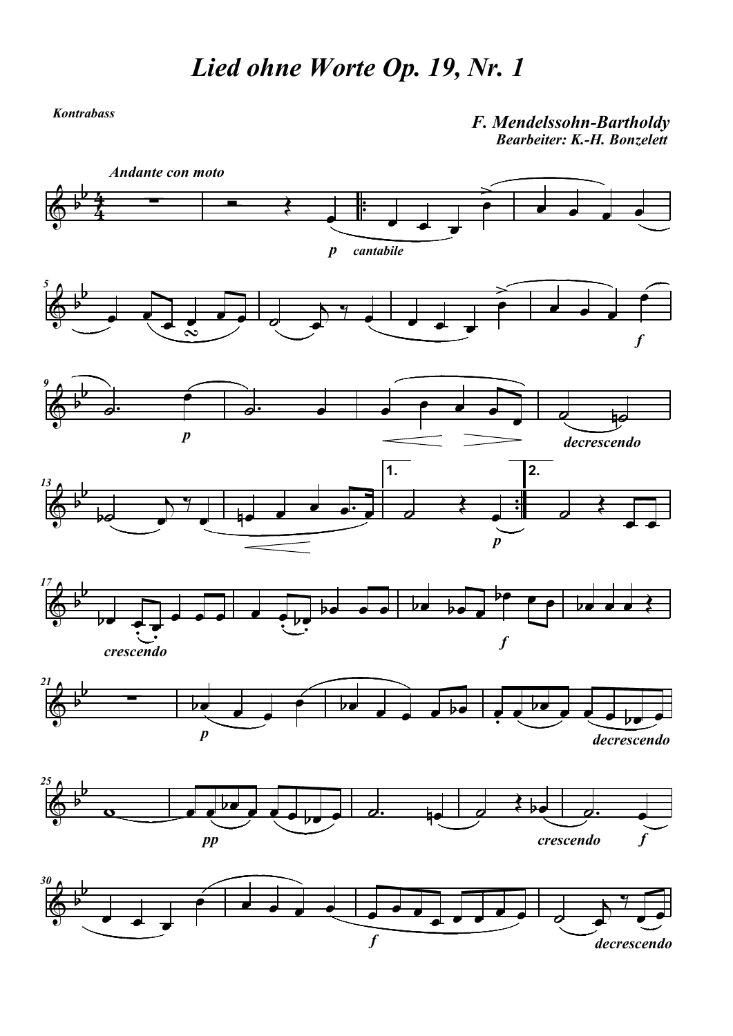# Lied ohne Worte Op. 19, Nr. 1

**Kontrabass**

**F. Mendelssohn-Bartholdy**
**Bearbeiter: K.-H. Bonzelett**

*Andante con moto*